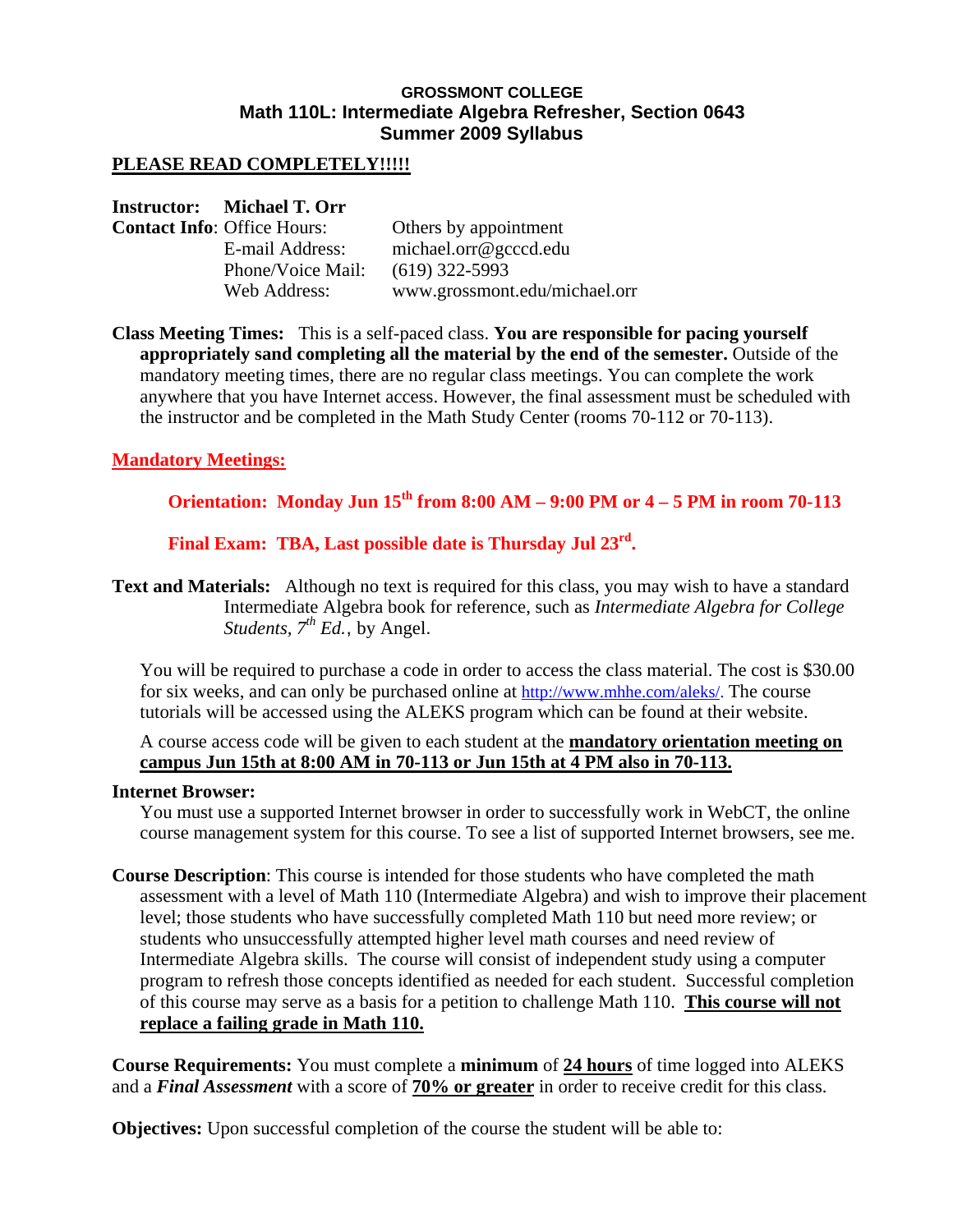**GROSSMONT COLLEGE**
**Math 110L: Intermediate Algebra Refresher, Section 0643**
**Summer 2009 Syllabus**

**PLEASE READ COMPLETELY!!!!!**

**Instructor: Michael T. Orr**

**Contact Info**: Office Hours: Others by appointment
E-mail Address: michael.orr@gcccd.edu
Phone/Voice Mail: (619) 322-5993
Web Address: www.grossmont.edu/michael.orr

**Class Meeting Times:** This is a self-paced class. **You are responsible for pacing yourself appropriately sand completing all the material by the end of the semester.** Outside of the mandatory meeting times, there are no regular class meetings. You can complete the work anywhere that you have Internet access. However, the final assessment must be scheduled with the instructor and be completed in the Math Study Center (rooms 70-112 or 70-113).

**Mandatory Meetings:**

**Orientation: Monday Jun 15th from 8:00 AM – 9:00 PM or 4 – 5 PM in room 70-113**

**Final Exam: TBA, Last possible date is Thursday Jul 23rd.**

**Text and Materials:** Although no text is required for this class, you may wish to have a standard Intermediate Algebra book for reference, such as *Intermediate Algebra for College Students, 7th Ed.*, by Angel.

You will be required to purchase a code in order to access the class material. The cost is $30.00 for six weeks, and can only be purchased online at http://www.mhhe.com/aleks/. The course tutorials will be accessed using the ALEKS program which can be found at their website.

A course access code will be given to each student at the **mandatory orientation meeting on campus Jun 15th at 8:00 AM in 70-113 or Jun 15th at 4 PM also in 70-113.**

**Internet Browser:**
You must use a supported Internet browser in order to successfully work in WebCT, the online course management system for this course. To see a list of supported Internet browsers, see me.

**Course Description**: This course is intended for those students who have completed the math assessment with a level of Math 110 (Intermediate Algebra) and wish to improve their placement level; those students who have successfully completed Math 110 but need more review; or students who unsuccessfully attempted higher level math courses and need review of Intermediate Algebra skills. The course will consist of independent study using a computer program to refresh those concepts identified as needed for each student. Successful completion of this course may serve as a basis for a petition to challenge Math 110. **This course will not replace a failing grade in Math 110.**

**Course Requirements:** You must complete a **minimum** of **24 hours** of time logged into ALEKS and a ***Final Assessment*** with a score of **70% or greater** in order to receive credit for this class.

**Objectives:** Upon successful completion of the course the student will be able to: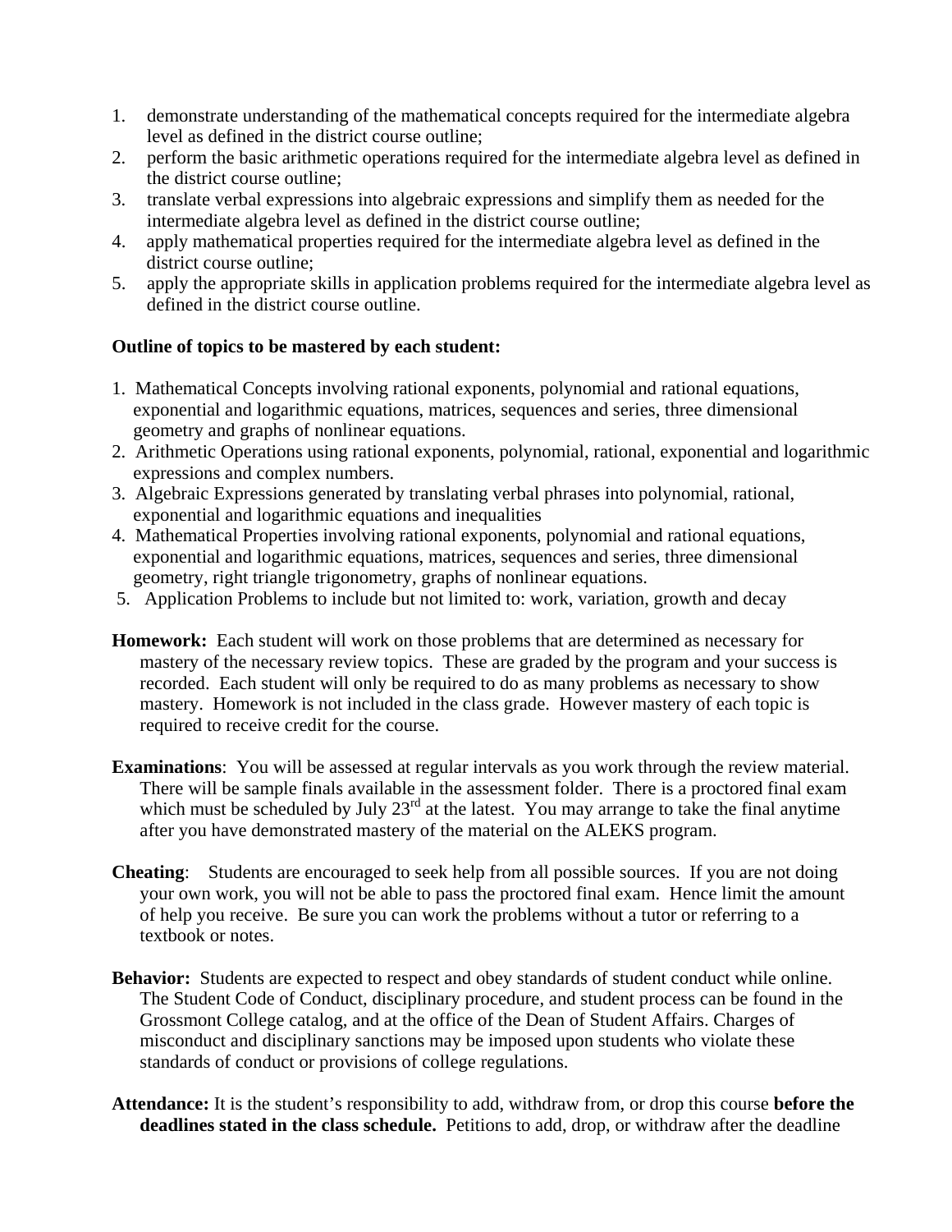1. demonstrate understanding of the mathematical concepts required for the intermediate algebra level as defined in the district course outline;
2. perform the basic arithmetic operations required for the intermediate algebra level as defined in the district course outline;
3. translate verbal expressions into algebraic expressions and simplify them as needed for the intermediate algebra level as defined in the district course outline;
4. apply mathematical properties required for the intermediate algebra level as defined in the district course outline;
5. apply the appropriate skills in application problems required for the intermediate algebra level as defined in the district course outline.

**Outline of topics to be mastered by each student:**

1. Mathematical Concepts involving rational exponents, polynomial and rational equations, exponential and logarithmic equations, matrices, sequences and series, three dimensional geometry and graphs of nonlinear equations.
2. Arithmetic Operations using rational exponents, polynomial, rational, exponential and logarithmic expressions and complex numbers.
3. Algebraic Expressions generated by translating verbal phrases into polynomial, rational, exponential and logarithmic equations and inequalities
4. Mathematical Properties involving rational exponents, polynomial and rational equations, exponential and logarithmic equations, matrices, sequences and series, three dimensional geometry, right triangle trigonometry, graphs of nonlinear equations.
5. Application Problems to include but not limited to: work, variation, growth and decay

**Homework:** Each student will work on those problems that are determined as necessary for mastery of the necessary review topics. These are graded by the program and your success is recorded. Each student will only be required to do as many problems as necessary to show mastery. Homework is not included in the class grade. However mastery of each topic is required to receive credit for the course.

**Examinations**: You will be assessed at regular intervals as you work through the review material. There will be sample finals available in the assessment folder. There is a proctored final exam which must be scheduled by July 23rd at the latest. You may arrange to take the final anytime after you have demonstrated mastery of the material on the ALEKS program.

**Cheating**: Students are encouraged to seek help from all possible sources. If you are not doing your own work, you will not be able to pass the proctored final exam. Hence limit the amount of help you receive. Be sure you can work the problems without a tutor or referring to a textbook or notes.

**Behavior:** Students are expected to respect and obey standards of student conduct while online. The Student Code of Conduct, disciplinary procedure, and student process can be found in the Grossmont College catalog, and at the office of the Dean of Student Affairs. Charges of misconduct and disciplinary sanctions may be imposed upon students who violate these standards of conduct or provisions of college regulations.

**Attendance:** It is the student's responsibility to add, withdraw from, or drop this course **before the deadlines stated in the class schedule.** Petitions to add, drop, or withdraw after the deadline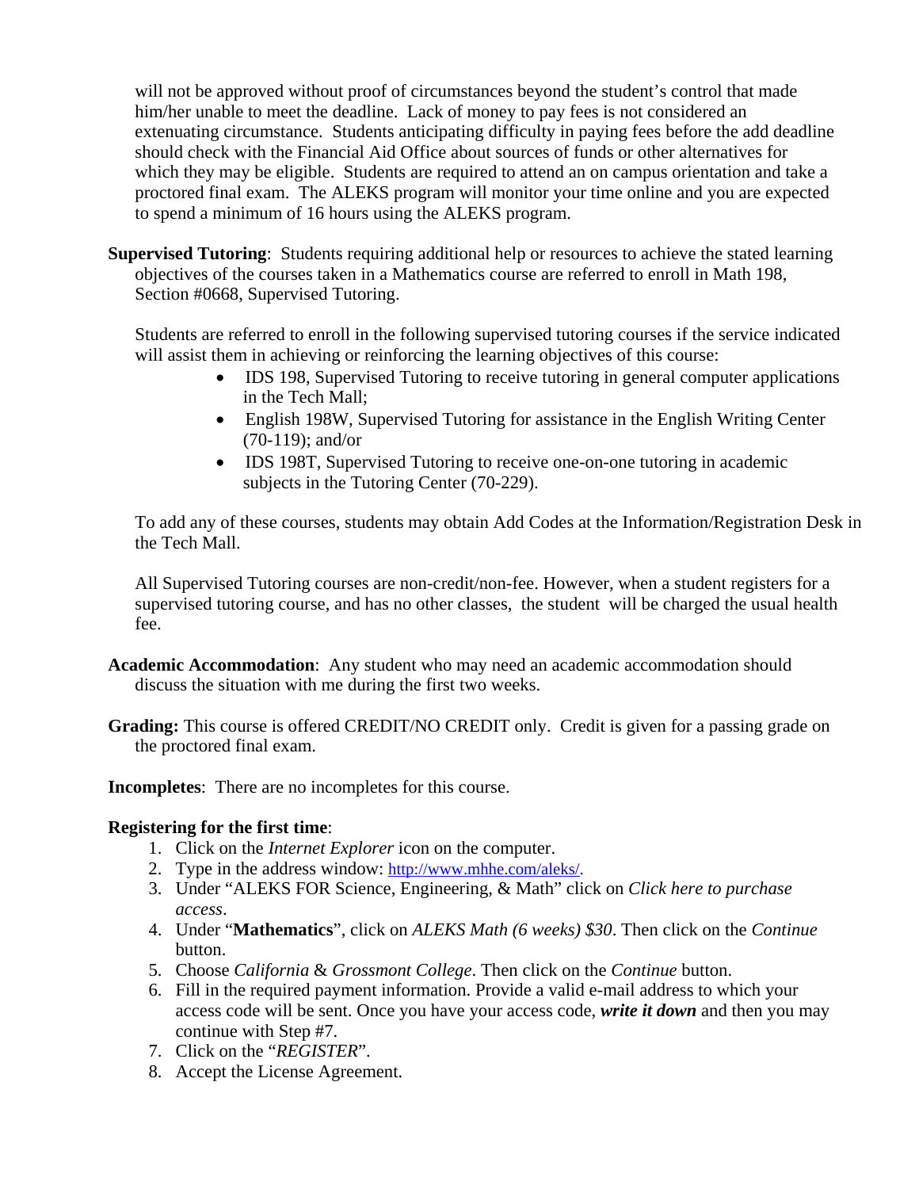will not be approved without proof of circumstances beyond the student's control that made him/her unable to meet the deadline. Lack of money to pay fees is not considered an extenuating circumstance. Students anticipating difficulty in paying fees before the add deadline should check with the Financial Aid Office about sources of funds or other alternatives for which they may be eligible. Students are required to attend an on campus orientation and take a proctored final exam. The ALEKS program will monitor your time online and you are expected to spend a minimum of 16 hours using the ALEKS program.

**Supervised Tutoring**: Students requiring additional help or resources to achieve the stated learning objectives of the courses taken in a Mathematics course are referred to enroll in Math 198, Section #0668, Supervised Tutoring.

Students are referred to enroll in the following supervised tutoring courses if the service indicated will assist them in achieving or reinforcing the learning objectives of this course:

- IDS 198, Supervised Tutoring to receive tutoring in general computer applications in the Tech Mall;
- English 198W, Supervised Tutoring for assistance in the English Writing Center (70-119); and/or
- IDS 198T, Supervised Tutoring to receive one-on-one tutoring in academic subjects in the Tutoring Center (70-229).

To add any of these courses, students may obtain Add Codes at the Information/Registration Desk in the Tech Mall.

All Supervised Tutoring courses are non-credit/non-fee. However, when a student registers for a supervised tutoring course, and has no other classes, the student will be charged the usual health fee.

**Academic Accommodation**: Any student who may need an academic accommodation should discuss the situation with me during the first two weeks.

**Grading:** This course is offered CREDIT/NO CREDIT only. Credit is given for a passing grade on the proctored final exam.

**Incompletes**: There are no incompletes for this course.

**Registering for the first time**:

1. Click on the *Internet Explorer* icon on the computer.
2. Type in the address window: http://www.mhhe.com/aleks/.
3. Under "ALEKS FOR Science, Engineering, & Math" click on *Click here to purchase access*.
4. Under "**Mathematics**", click on *ALEKS Math (6 weeks) $30*. Then click on the *Continue* button.
5. Choose *California* & *Grossmont College*. Then click on the *Continue* button.
6. Fill in the required payment information. Provide a valid e-mail address to which your access code will be sent. Once you have your access code, ***write it down*** and then you may continue with Step #7.
7. Click on the "*REGISTER*".
8. Accept the License Agreement.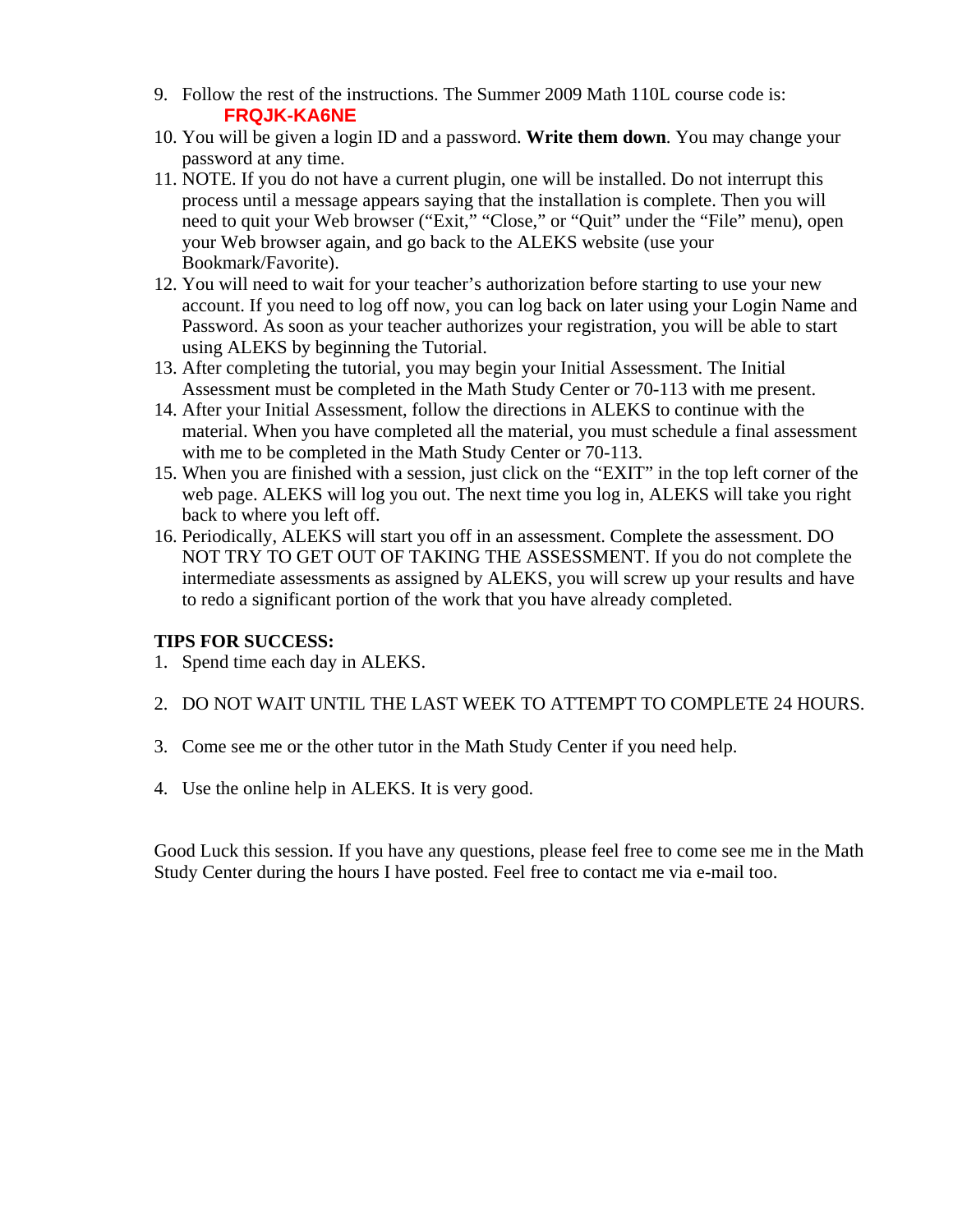9. Follow the rest of the instructions. The Summer 2009 Math 110L course code is:
   **FRQJK-KA6NE**
10. You will be given a login ID and a password. **Write them down**. You may change your password at any time.
11. NOTE. If you do not have a current plugin, one will be installed. Do not interrupt this process until a message appears saying that the installation is complete. Then you will need to quit your Web browser ("Exit," "Close," or "Quit" under the "File" menu), open your Web browser again, and go back to the ALEKS website (use your Bookmark/Favorite).
12. You will need to wait for your teacher's authorization before starting to use your new account. If you need to log off now, you can log back on later using your Login Name and Password. As soon as your teacher authorizes your registration, you will be able to start using ALEKS by beginning the Tutorial.
13. After completing the tutorial, you may begin your Initial Assessment. The Initial Assessment must be completed in the Math Study Center or 70-113 with me present.
14. After your Initial Assessment, follow the directions in ALEKS to continue with the material. When you have completed all the material, you must schedule a final assessment with me to be completed in the Math Study Center or 70-113.
15. When you are finished with a session, just click on the "EXIT" in the top left corner of the web page. ALEKS will log you out. The next time you log in, ALEKS will take you right back to where you left off.
16. Periodically, ALEKS will start you off in an assessment. Complete the assessment. DO NOT TRY TO GET OUT OF TAKING THE ASSESSMENT. If you do not complete the intermediate assessments as assigned by ALEKS, you will screw up your results and have to redo a significant portion of the work that you have already completed.

**TIPS FOR SUCCESS:**

1. Spend time each day in ALEKS.
2. DO NOT WAIT UNTIL THE LAST WEEK TO ATTEMPT TO COMPLETE 24 HOURS.
3. Come see me or the other tutor in the Math Study Center if you need help.
4. Use the online help in ALEKS. It is very good.

Good Luck this session. If you have any questions, please feel free to come see me in the Math Study Center during the hours I have posted. Feel free to contact me via e-mail too.